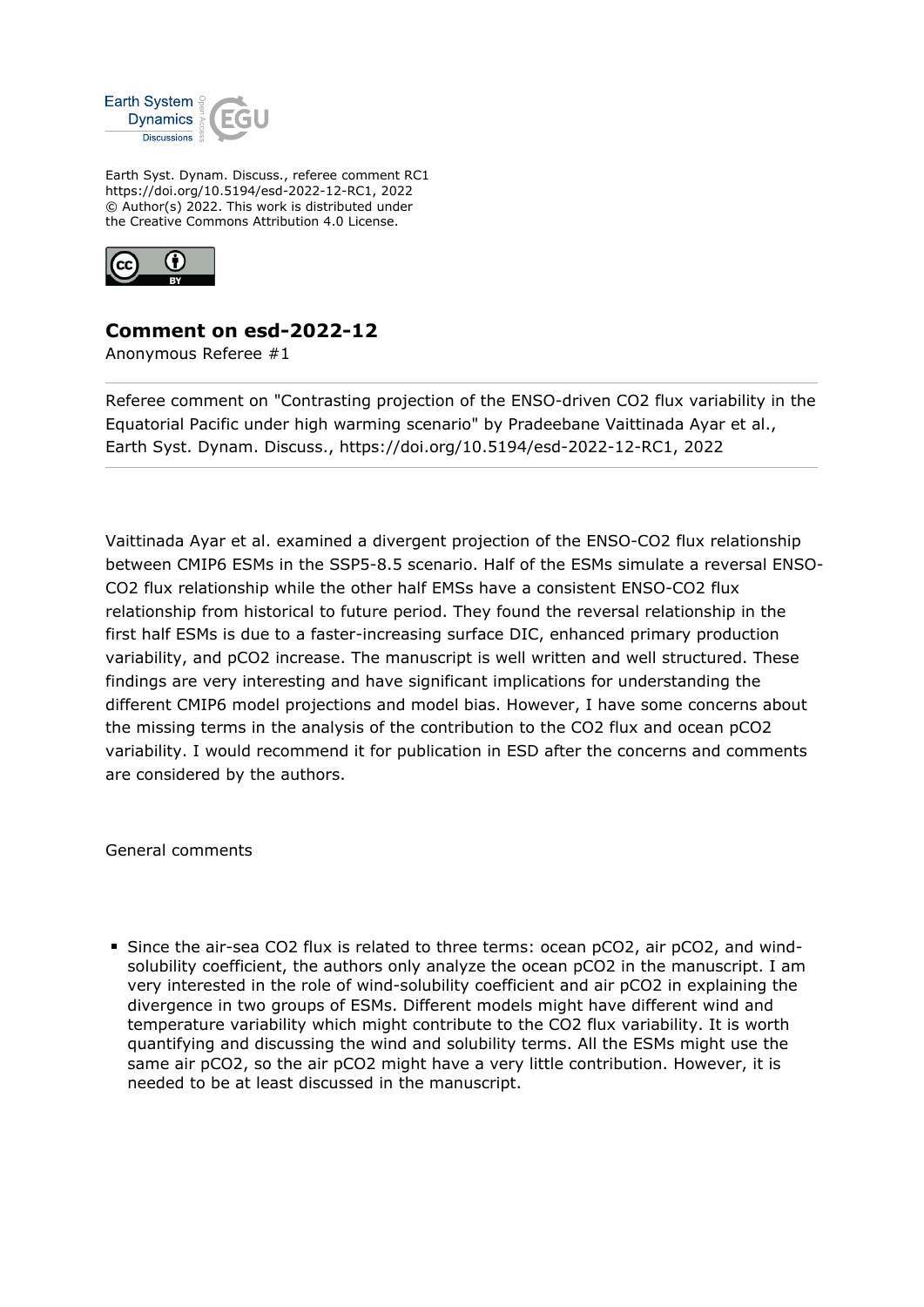Earth Syst. Dynam. Discuss., referee comment RC1
https://doi.org/10.5194/esd-2022-12-RC1, 2022
© Author(s) 2022. This work is distributed under
the Creative Commons Attribution 4.0 License.

## Comment on esd-2022-12

Anonymous Referee #1

---

Referee comment on "Contrasting projection of the ENSO-driven CO2 flux variability in the Equatorial Pacific under high warming scenario" by Pradeebane Vaittinada Ayar et al., Earth Syst. Dynam. Discuss., https://doi.org/10.5194/esd-2022-12-RC1, 2022

---

Vaittinada Ayar et al. examined a divergent projection of the ENSO-CO2 flux relationship between CMIP6 ESMs in the SSP5-8.5 scenario. Half of the ESMs simulate a reversal ENSO-CO2 flux relationship while the other half EMSs have a consistent ENSO-CO2 flux relationship from historical to future period. They found the reversal relationship in the first half ESMs is due to a faster-increasing surface DIC, enhanced primary production variability, and pCO2 increase. The manuscript is well written and well structured. These findings are very interesting and have significant implications for understanding the different CMIP6 model projections and model bias. However, I have some concerns about the missing terms in the analysis of the contribution to the CO2 flux and ocean pCO2 variability. I would recommend it for publication in ESD after the concerns and comments are considered by the authors.

General comments

- Since the air-sea CO2 flux is related to three terms: ocean pCO2, air pCO2, and wind-solubility coefficient, the authors only analyze the ocean pCO2 in the manuscript. I am very interested in the role of wind-solubility coefficient and air pCO2 in explaining the divergence in two groups of ESMs. Different models might have different wind and temperature variability which might contribute to the CO2 flux variability. It is worth quantifying and discussing the wind and solubility terms. All the ESMs might use the same air pCO2, so the air pCO2 might have a very little contribution. However, it is needed to be at least discussed in the manuscript.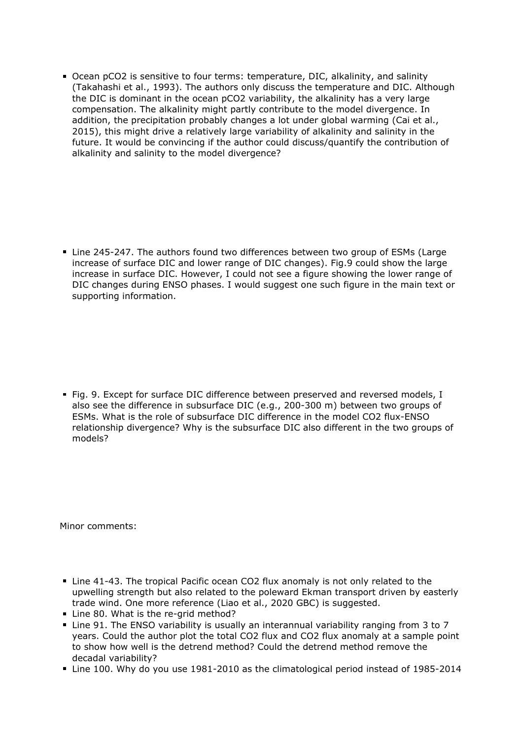- Ocean pCO2 is sensitive to four terms: temperature, DIC, alkalinity, and salinity (Takahashi et al., 1993). The authors only discuss the temperature and DIC. Although the DIC is dominant in the ocean pCO2 variability, the alkalinity has a very large compensation. The alkalinity might partly contribute to the model divergence. In addition, the precipitation probably changes a lot under global warming (Cai et al., 2015), this might drive a relatively large variability of alkalinity and salinity in the future. It would be convincing if the author could discuss/quantify the contribution of alkalinity and salinity to the model divergence?

- Line 245-247. The authors found two differences between two group of ESMs (Large increase of surface DIC and lower range of DIC changes). Fig.9 could show the large increase in surface DIC. However, I could not see a figure showing the lower range of DIC changes during ENSO phases. I would suggest one such figure in the main text or supporting information.

- Fig. 9. Except for surface DIC difference between preserved and reversed models, I also see the difference in subsurface DIC (e.g., 200-300 m) between two groups of ESMs. What is the role of subsurface DIC difference in the model CO2 flux-ENSO relationship divergence? Why is the subsurface DIC also different in the two groups of models?

Minor comments:

- Line 41-43. The tropical Pacific ocean CO2 flux anomaly is not only related to the upwelling strength but also related to the poleward Ekman transport driven by easterly trade wind. One more reference (Liao et al., 2020 GBC) is suggested.
- Line 80. What is the re-grid method?
- Line 91. The ENSO variability is usually an interannual variability ranging from 3 to 7 years. Could the author plot the total CO2 flux and CO2 flux anomaly at a sample point to show how well is the detrend method? Could the detrend method remove the decadal variability?
- Line 100. Why do you use 1981-2010 as the climatological period instead of 1985-2014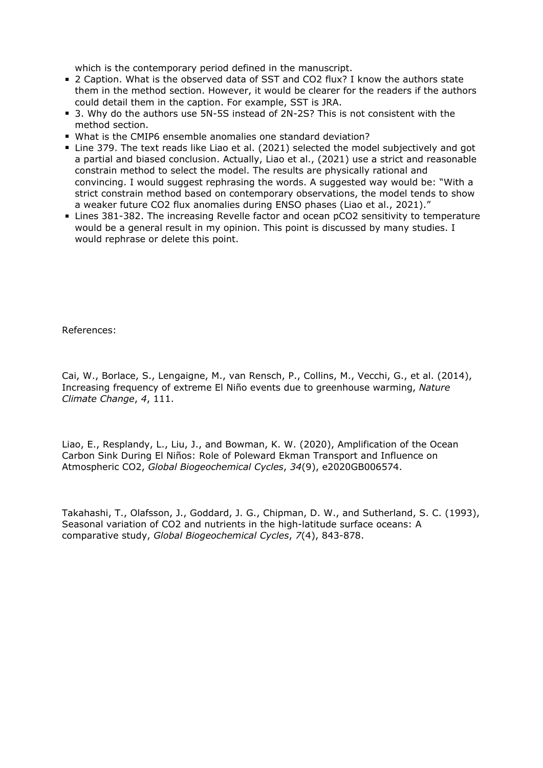which is the contemporary period defined in the manuscript.

- 2 Caption. What is the observed data of SST and CO2 flux? I know the authors state them in the method section. However, it would be clearer for the readers if the authors could detail them in the caption. For example, SST is JRA.
- 3. Why do the authors use 5N-5S instead of 2N-2S? This is not consistent with the method section.
- What is the CMIP6 ensemble anomalies one standard deviation?
- Line 379. The text reads like Liao et al. (2021) selected the model subjectively and got a partial and biased conclusion. Actually, Liao et al., (2021) use a strict and reasonable constrain method to select the model. The results are physically rational and convincing. I would suggest rephrasing the words. A suggested way would be: "With a strict constrain method based on contemporary observations, the model tends to show a weaker future CO2 flux anomalies during ENSO phases (Liao et al., 2021)."
- Lines 381-382. The increasing Revelle factor and ocean pCO2 sensitivity to temperature would be a general result in my opinion. This point is discussed by many studies. I would rephrase or delete this point.

References:

Cai, W., Borlace, S., Lengaigne, M., van Rensch, P., Collins, M., Vecchi, G., et al. (2014), Increasing frequency of extreme El Niño events due to greenhouse warming, *Nature Climate Change*, *4*, 111.

Liao, E., Resplandy, L., Liu, J., and Bowman, K. W. (2020), Amplification of the Ocean Carbon Sink During El Niños: Role of Poleward Ekman Transport and Influence on Atmospheric CO2, *Global Biogeochemical Cycles*, *34*(9), e2020GB006574.

Takahashi, T., Olafsson, J., Goddard, J. G., Chipman, D. W., and Sutherland, S. C. (1993), Seasonal variation of CO2 and nutrients in the high-latitude surface oceans: A comparative study, *Global Biogeochemical Cycles*, *7*(4), 843-878.